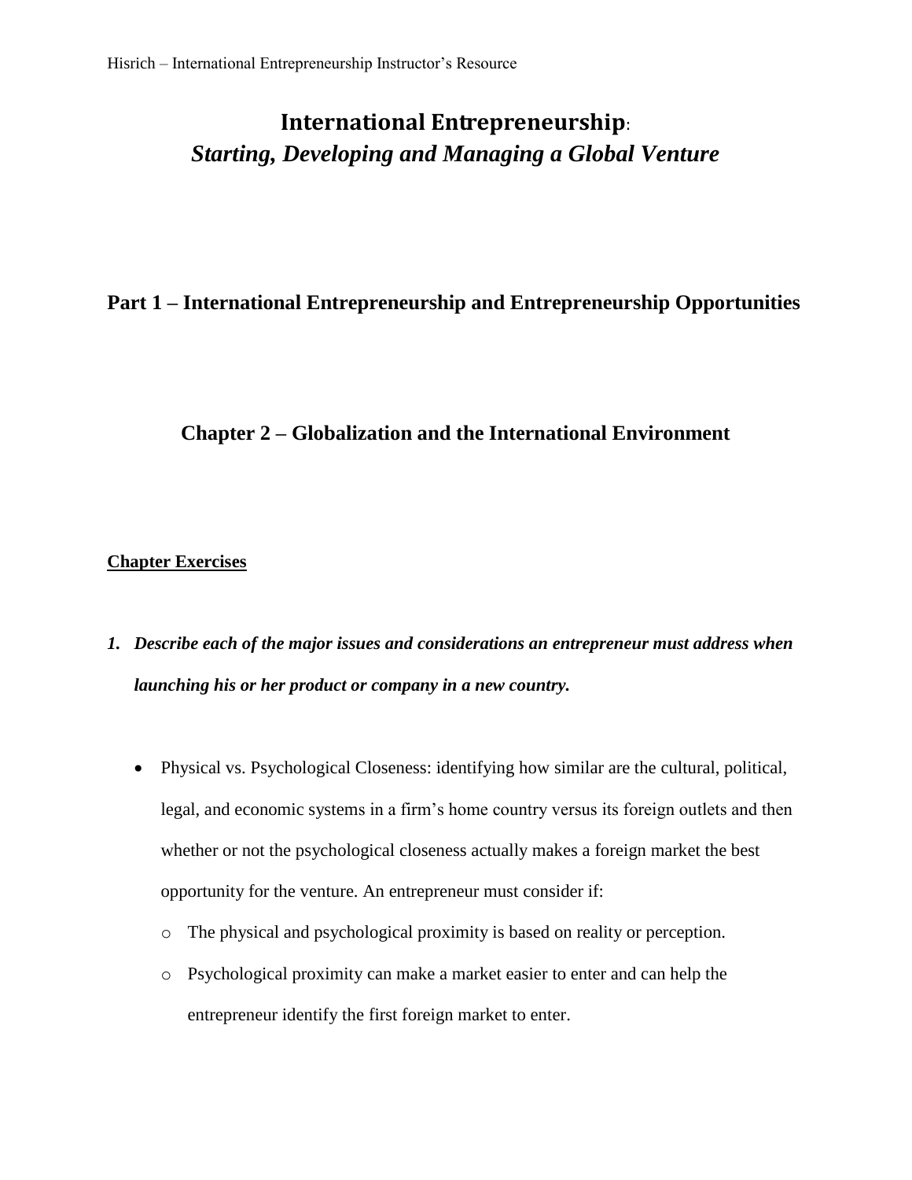# International Entrepreneurship:

## *Starting, Developing and Managing a Global Venture*

## Part 1 – International Entrepreneurship and Entrepreneurship Opportunities

## Chapter 2 – Globalization and the International Environment

**Chapter Exercises**

1. ***Describe each of the major issues and considerations an entrepreneur must address when launching his or her product or company in a new country.***

   - Physical vs. Psychological Closeness: identifying how similar are the cultural, political, legal, and economic systems in a firm's home country versus its foreign outlets and then whether or not the psychological closeness actually makes a foreign market the best opportunity for the venture. An entrepreneur must consider if:
     - The physical and psychological proximity is based on reality or perception.
     - Psychological proximity can make a market easier to enter and can help the entrepreneur identify the first foreign market to enter.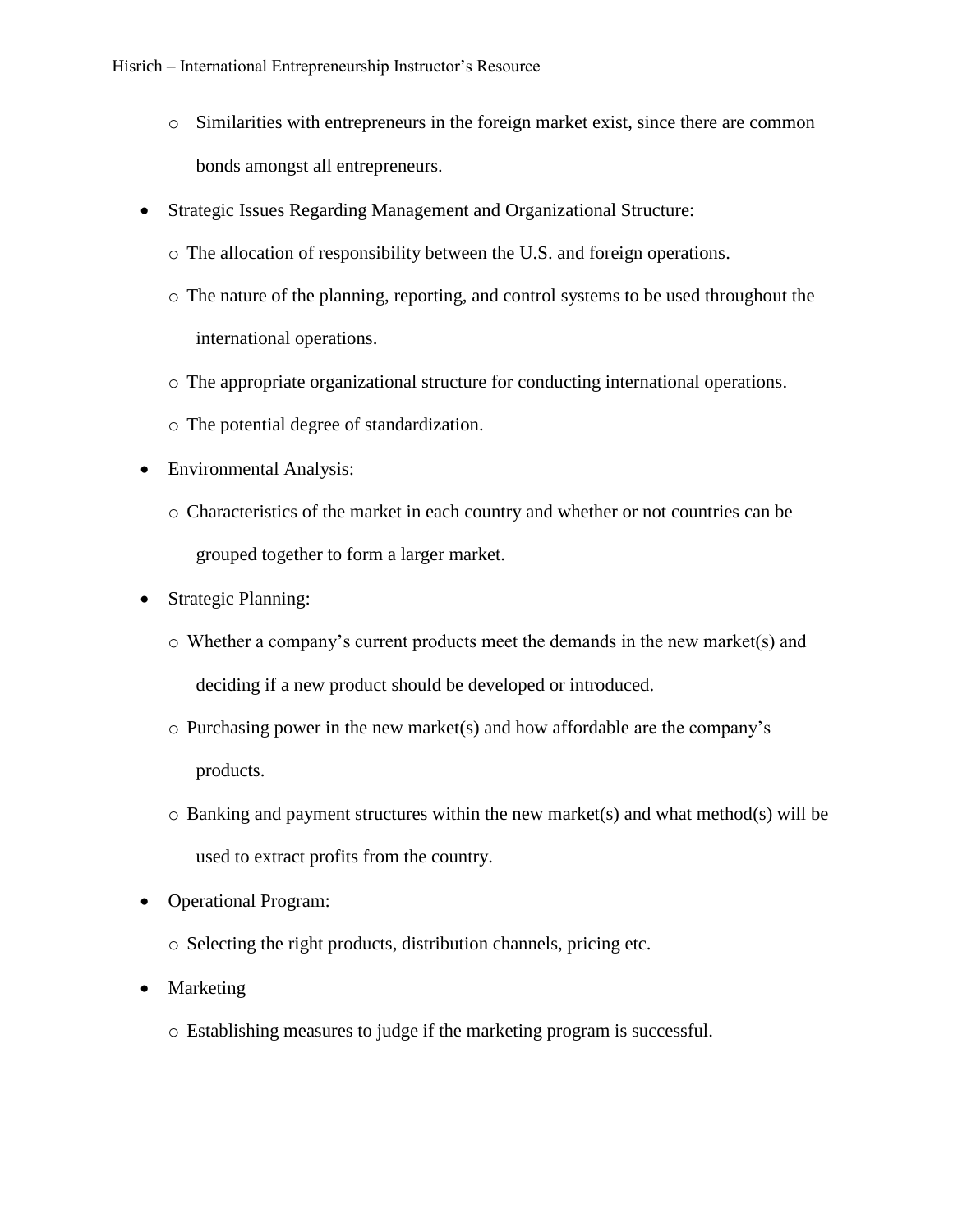- Similarities with entrepreneurs in the foreign market exist, since there are common bonds amongst all entrepreneurs.

- Strategic Issues Regarding Management and Organizational Structure:
  - The allocation of responsibility between the U.S. and foreign operations.
  - The nature of the planning, reporting, and control systems to be used throughout the international operations.
  - The appropriate organizational structure for conducting international operations.
  - The potential degree of standardization.
- Environmental Analysis:
  - Characteristics of the market in each country and whether or not countries can be grouped together to form a larger market.
- Strategic Planning:
  - Whether a company's current products meet the demands in the new market(s) and deciding if a new product should be developed or introduced.
  - Purchasing power in the new market(s) and how affordable are the company's products.
  - Banking and payment structures within the new market(s) and what method(s) will be used to extract profits from the country.
- Operational Program:
  - Selecting the right products, distribution channels, pricing etc.
- Marketing
  - Establishing measures to judge if the marketing program is successful.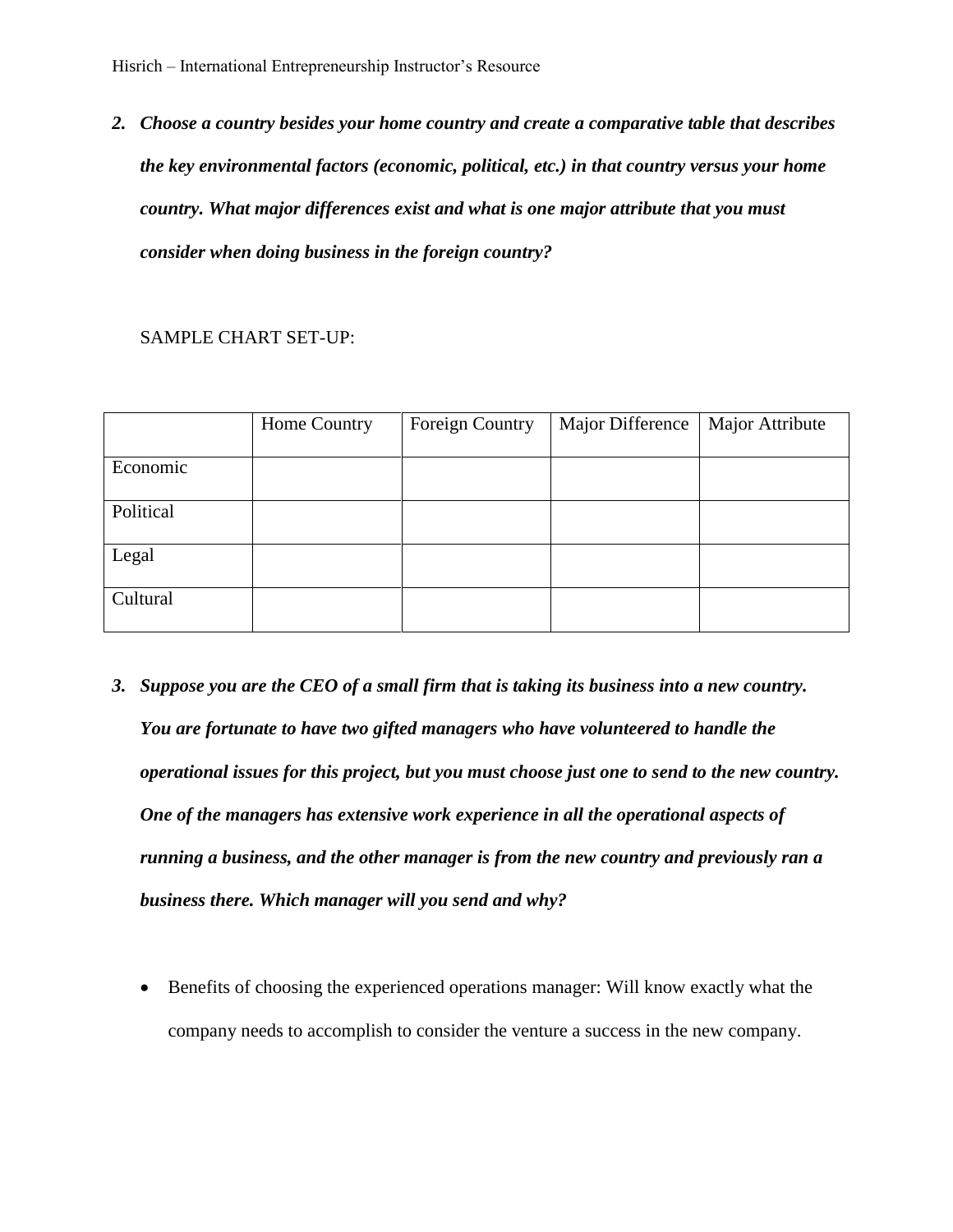2. ***Choose a country besides your home country and create a comparative table that describes the key environmental factors (economic, political, etc.) in that country versus your home country. What major differences exist and what is one major attribute that you must consider when doing business in the foreign country?***

SAMPLE CHART SET-UP:

| | Home Country | Foreign Country | Major Difference | Major Attribute |
|---|---|---|---|---|
| Economic | | | | |
| Political | | | | |
| Legal | | | | |
| Cultural | | | | |

3. ***Suppose you are the CEO of a small firm that is taking its business into a new country. You are fortunate to have two gifted managers who have volunteered to handle the operational issues for this project, but you must choose just one to send to the new country. One of the managers has extensive work experience in all the operational aspects of running a business, and the other manager is from the new country and previously ran a business there. Which manager will you send and why?***

- Benefits of choosing the experienced operations manager: Will know exactly what the company needs to accomplish to consider the venture a success in the new company.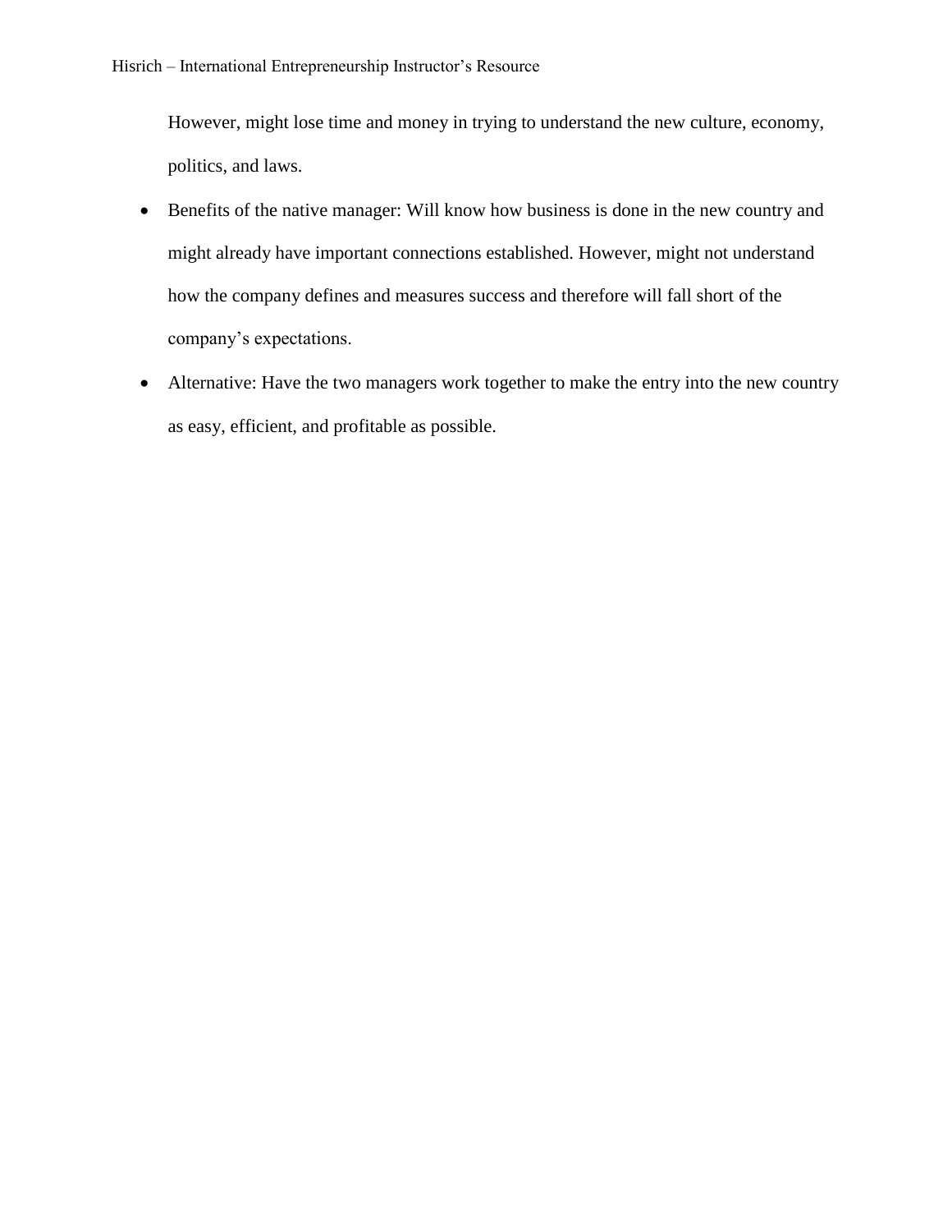However, might lose time and money in trying to understand the new culture, economy, politics, and laws.

- Benefits of the native manager: Will know how business is done in the new country and might already have important connections established. However, might not understand how the company defines and measures success and therefore will fall short of the company's expectations.
- Alternative: Have the two managers work together to make the entry into the new country as easy, efficient, and profitable as possible.